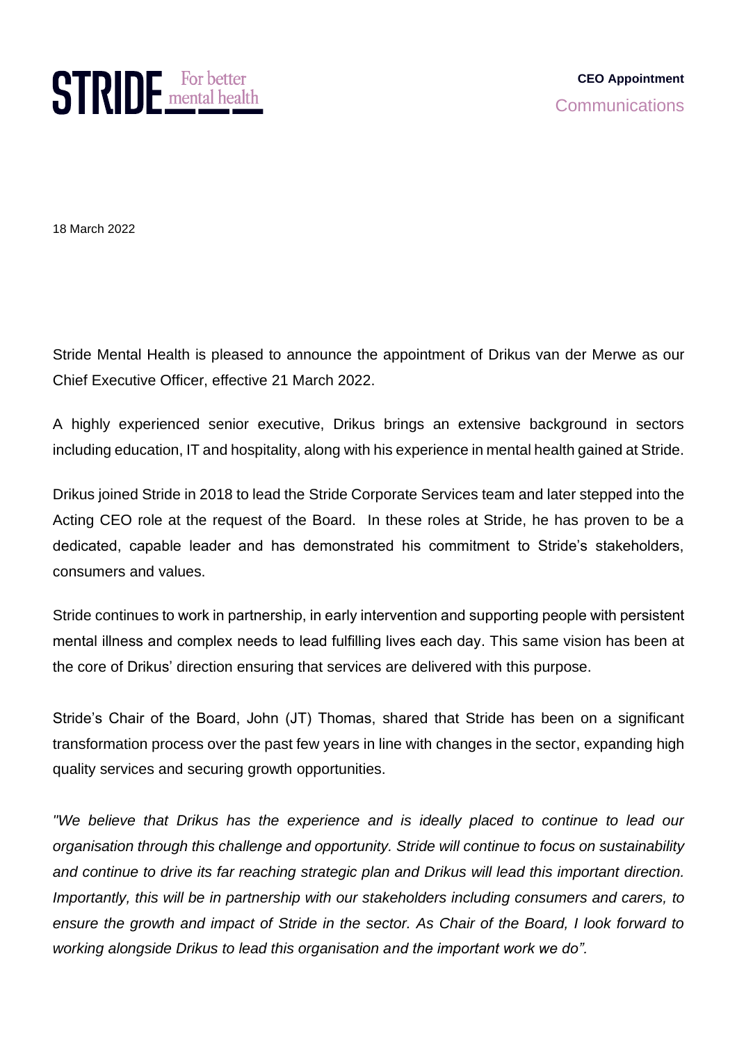**STRIDE** For better mental health

**CEO Appointment**

Communications

18 March 2022

Stride Mental Health is pleased to announce the appointment of Drikus van der Merwe as our Chief Executive Officer, effective 21 March 2022.

A highly experienced senior executive, Drikus brings an extensive background in sectors including education, IT and hospitality, along with his experience in mental health gained at Stride.

Drikus joined Stride in 2018 to lead the Stride Corporate Services team and later stepped into the Acting CEO role at the request of the Board. In these roles at Stride, he has proven to be a dedicated, capable leader and has demonstrated his commitment to Stride's stakeholders, consumers and values.

Stride continues to work in partnership, in early intervention and supporting people with persistent mental illness and complex needs to lead fulfilling lives each day. This same vision has been at the core of Drikus' direction ensuring that services are delivered with this purpose.

Stride's Chair of the Board, John (JT) Thomas, shared that Stride has been on a significant transformation process over the past few years in line with changes in the sector, expanding high quality services and securing growth opportunities.

*"We believe that Drikus has the experience and is ideally placed to continue to lead our organisation through this challenge and opportunity. Stride will continue to focus on sustainability and continue to drive its far reaching strategic plan and Drikus will lead this important direction. Importantly, this will be in partnership with our stakeholders including consumers and carers, to ensure the growth and impact of Stride in the sector. As Chair of the Board, I look forward to working alongside Drikus to lead this organisation and the important work we do".*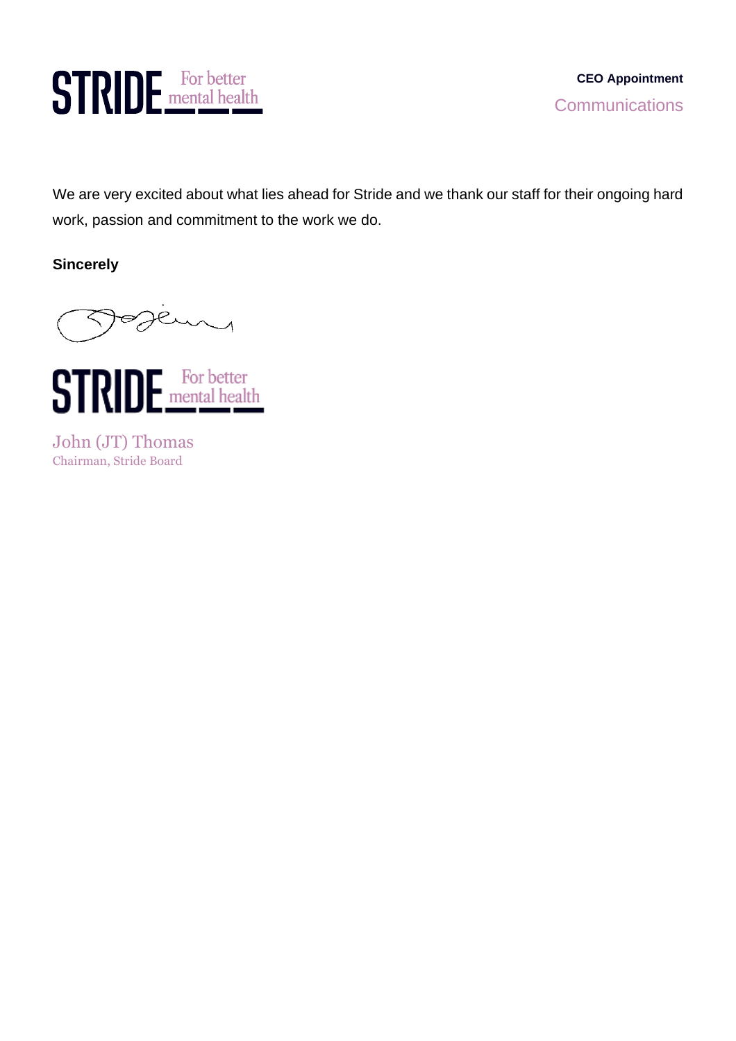We are very excited about what lies ahead for Stride and we thank our staff for their ongoing hard work, passion and commitment to the work we do.

**Sincerely**

John (JT) Thomas
Chairman, Stride Board